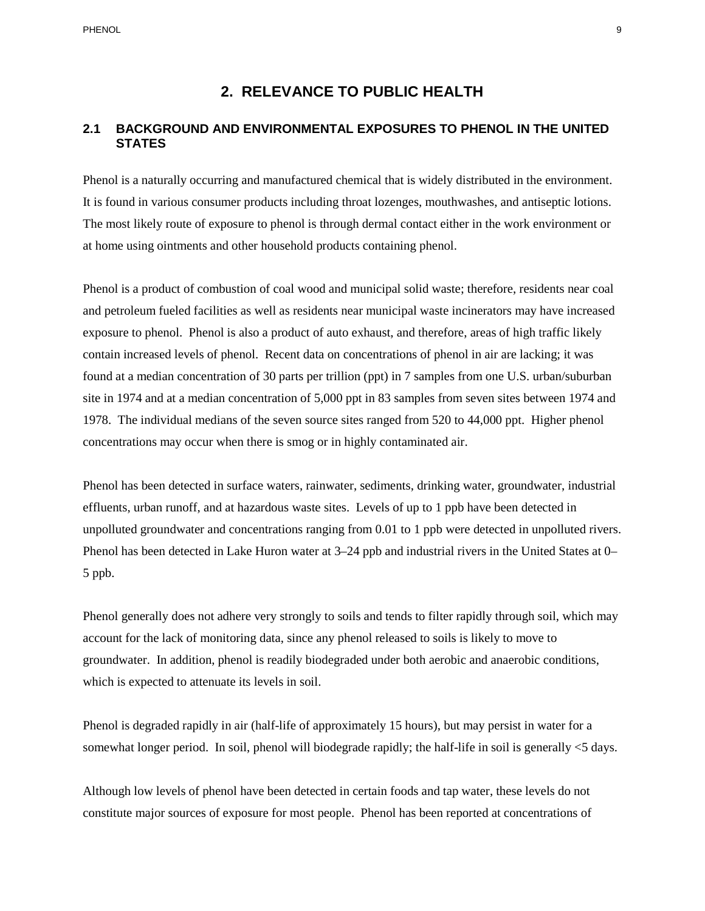# 2. RELEVANCE TO PUBLIC HEALTH

## 2.1 BACKGROUND AND ENVIRONMENTAL EXPOSURES TO PHENOL IN THE UNITED STATES

Phenol is a naturally occurring and manufactured chemical that is widely distributed in the environment. It is found in various consumer products including throat lozenges, mouthwashes, and antiseptic lotions. The most likely route of exposure to phenol is through dermal contact either in the work environment or at home using ointments and other household products containing phenol.

Phenol is a product of combustion of coal wood and municipal solid waste; therefore, residents near coal and petroleum fueled facilities as well as residents near municipal waste incinerators may have increased exposure to phenol. Phenol is also a product of auto exhaust, and therefore, areas of high traffic likely contain increased levels of phenol. Recent data on concentrations of phenol in air are lacking; it was found at a median concentration of 30 parts per trillion (ppt) in 7 samples from one U.S. urban/suburban site in 1974 and at a median concentration of 5,000 ppt in 83 samples from seven sites between 1974 and 1978. The individual medians of the seven source sites ranged from 520 to 44,000 ppt. Higher phenol concentrations may occur when there is smog or in highly contaminated air.

Phenol has been detected in surface waters, rainwater, sediments, drinking water, groundwater, industrial effluents, urban runoff, and at hazardous waste sites. Levels of up to 1 ppb have been detected in unpolluted groundwater and concentrations ranging from 0.01 to 1 ppb were detected in unpolluted rivers. Phenol has been detected in Lake Huron water at 3–24 ppb and industrial rivers in the United States at 0–5 ppb.

Phenol generally does not adhere very strongly to soils and tends to filter rapidly through soil, which may account for the lack of monitoring data, since any phenol released to soils is likely to move to groundwater. In addition, phenol is readily biodegraded under both aerobic and anaerobic conditions, which is expected to attenuate its levels in soil.

Phenol is degraded rapidly in air (half-life of approximately 15 hours), but may persist in water for a somewhat longer period. In soil, phenol will biodegrade rapidly; the half-life in soil is generally <5 days.

Although low levels of phenol have been detected in certain foods and tap water, these levels do not constitute major sources of exposure for most people. Phenol has been reported at concentrations of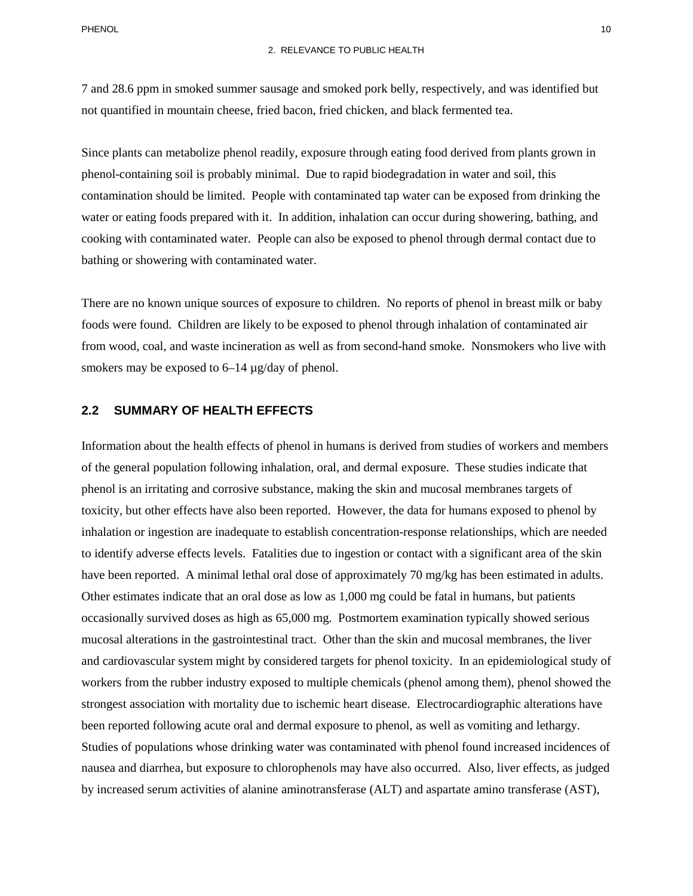7 and 28.6 ppm in smoked summer sausage and smoked pork belly, respectively, and was identified but not quantified in mountain cheese, fried bacon, fried chicken, and black fermented tea.

Since plants can metabolize phenol readily, exposure through eating food derived from plants grown in phenol-containing soil is probably minimal. Due to rapid biodegradation in water and soil, this contamination should be limited. People with contaminated tap water can be exposed from drinking the water or eating foods prepared with it. In addition, inhalation can occur during showering, bathing, and cooking with contaminated water. People can also be exposed to phenol through dermal contact due to bathing or showering with contaminated water.

There are no known unique sources of exposure to children. No reports of phenol in breast milk or baby foods were found. Children are likely to be exposed to phenol through inhalation of contaminated air from wood, coal, and waste incineration as well as from second-hand smoke. Nonsmokers who live with smokers may be exposed to 6–14 µg/day of phenol.

## 2.2 SUMMARY OF HEALTH EFFECTS

Information about the health effects of phenol in humans is derived from studies of workers and members of the general population following inhalation, oral, and dermal exposure. These studies indicate that phenol is an irritating and corrosive substance, making the skin and mucosal membranes targets of toxicity, but other effects have also been reported. However, the data for humans exposed to phenol by inhalation or ingestion are inadequate to establish concentration-response relationships, which are needed to identify adverse effects levels. Fatalities due to ingestion or contact with a significant area of the skin have been reported. A minimal lethal oral dose of approximately 70 mg/kg has been estimated in adults. Other estimates indicate that an oral dose as low as 1,000 mg could be fatal in humans, but patients occasionally survived doses as high as 65,000 mg. Postmortem examination typically showed serious mucosal alterations in the gastrointestinal tract. Other than the skin and mucosal membranes, the liver and cardiovascular system might by considered targets for phenol toxicity. In an epidemiological study of workers from the rubber industry exposed to multiple chemicals (phenol among them), phenol showed the strongest association with mortality due to ischemic heart disease. Electrocardiographic alterations have been reported following acute oral and dermal exposure to phenol, as well as vomiting and lethargy. Studies of populations whose drinking water was contaminated with phenol found increased incidences of nausea and diarrhea, but exposure to chlorophenols may have also occurred. Also, liver effects, as judged by increased serum activities of alanine aminotransferase (ALT) and aspartate amino transferase (AST),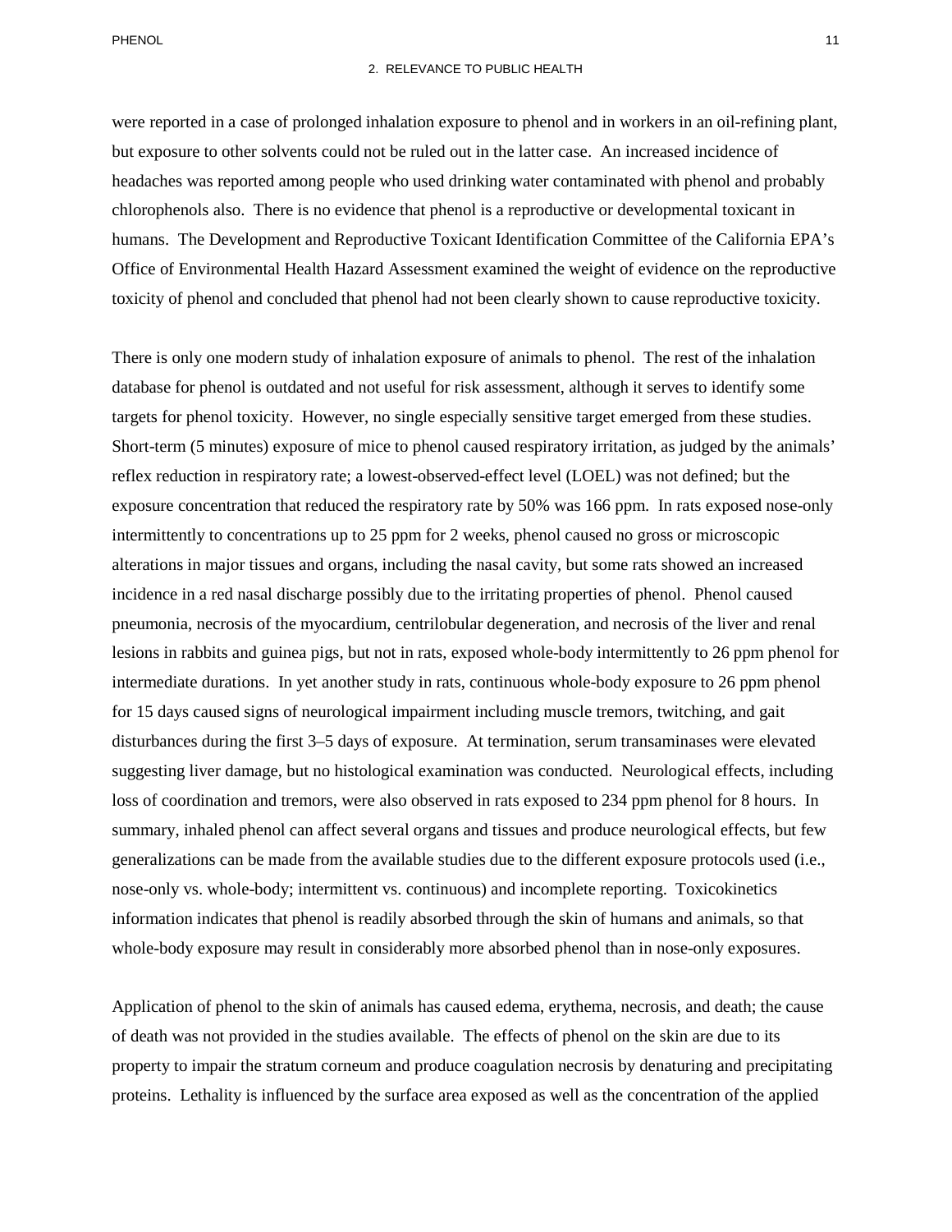were reported in a case of prolonged inhalation exposure to phenol and in workers in an oil-refining plant, but exposure to other solvents could not be ruled out in the latter case. An increased incidence of headaches was reported among people who used drinking water contaminated with phenol and probably chlorophenols also. There is no evidence that phenol is a reproductive or developmental toxicant in humans. The Development and Reproductive Toxicant Identification Committee of the California EPA's Office of Environmental Health Hazard Assessment examined the weight of evidence on the reproductive toxicity of phenol and concluded that phenol had not been clearly shown to cause reproductive toxicity.

There is only one modern study of inhalation exposure of animals to phenol. The rest of the inhalation database for phenol is outdated and not useful for risk assessment, although it serves to identify some targets for phenol toxicity. However, no single especially sensitive target emerged from these studies. Short-term (5 minutes) exposure of mice to phenol caused respiratory irritation, as judged by the animals' reflex reduction in respiratory rate; a lowest-observed-effect level (LOEL) was not defined; but the exposure concentration that reduced the respiratory rate by 50% was 166 ppm. In rats exposed nose-only intermittently to concentrations up to 25 ppm for 2 weeks, phenol caused no gross or microscopic alterations in major tissues and organs, including the nasal cavity, but some rats showed an increased incidence in a red nasal discharge possibly due to the irritating properties of phenol. Phenol caused pneumonia, necrosis of the myocardium, centrilobular degeneration, and necrosis of the liver and renal lesions in rabbits and guinea pigs, but not in rats, exposed whole-body intermittently to 26 ppm phenol for intermediate durations. In yet another study in rats, continuous whole-body exposure to 26 ppm phenol for 15 days caused signs of neurological impairment including muscle tremors, twitching, and gait disturbances during the first 3–5 days of exposure. At termination, serum transaminases were elevated suggesting liver damage, but no histological examination was conducted. Neurological effects, including loss of coordination and tremors, were also observed in rats exposed to 234 ppm phenol for 8 hours. In summary, inhaled phenol can affect several organs and tissues and produce neurological effects, but few generalizations can be made from the available studies due to the different exposure protocols used (i.e., nose-only vs. whole-body; intermittent vs. continuous) and incomplete reporting. Toxicokinetics information indicates that phenol is readily absorbed through the skin of humans and animals, so that whole-body exposure may result in considerably more absorbed phenol than in nose-only exposures.

Application of phenol to the skin of animals has caused edema, erythema, necrosis, and death; the cause of death was not provided in the studies available. The effects of phenol on the skin are due to its property to impair the stratum corneum and produce coagulation necrosis by denaturing and precipitating proteins. Lethality is influenced by the surface area exposed as well as the concentration of the applied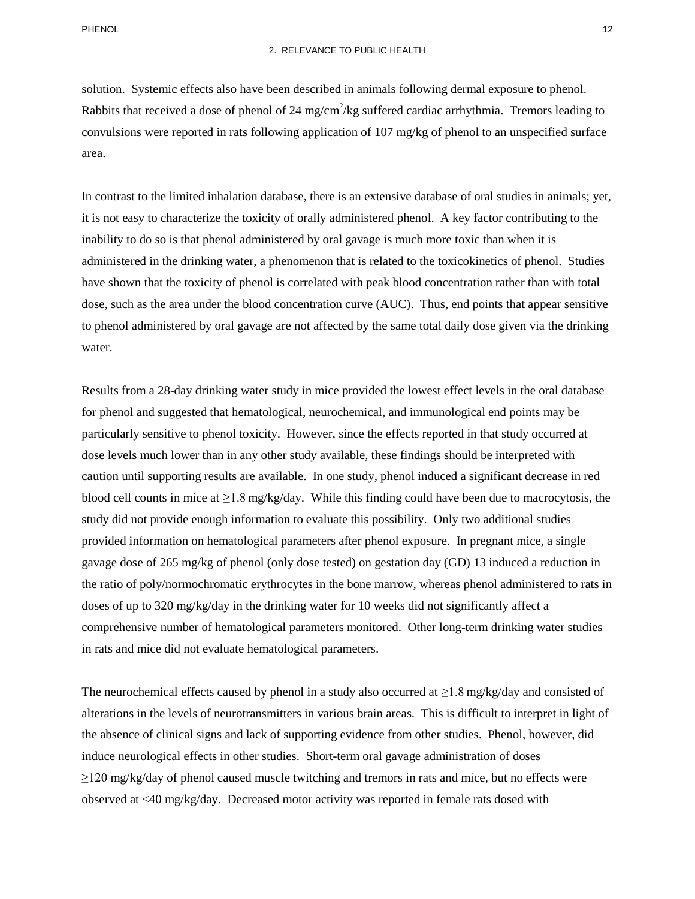solution. Systemic effects also have been described in animals following dermal exposure to phenol. Rabbits that received a dose of phenol of 24 mg/cm$^2$/kg suffered cardiac arrhythmia. Tremors leading to convulsions were reported in rats following application of 107 mg/kg of phenol to an unspecified surface area.

In contrast to the limited inhalation database, there is an extensive database of oral studies in animals; yet, it is not easy to characterize the toxicity of orally administered phenol. A key factor contributing to the inability to do so is that phenol administered by oral gavage is much more toxic than when it is administered in the drinking water, a phenomenon that is related to the toxicokinetics of phenol. Studies have shown that the toxicity of phenol is correlated with peak blood concentration rather than with total dose, such as the area under the blood concentration curve (AUC). Thus, end points that appear sensitive to phenol administered by oral gavage are not affected by the same total daily dose given via the drinking water.

Results from a 28-day drinking water study in mice provided the lowest effect levels in the oral database for phenol and suggested that hematological, neurochemical, and immunological end points may be particularly sensitive to phenol toxicity. However, since the effects reported in that study occurred at dose levels much lower than in any other study available, these findings should be interpreted with caution until supporting results are available. In one study, phenol induced a significant decrease in red blood cell counts in mice at ≥1.8 mg/kg/day. While this finding could have been due to macrocytosis, the study did not provide enough information to evaluate this possibility. Only two additional studies provided information on hematological parameters after phenol exposure. In pregnant mice, a single gavage dose of 265 mg/kg of phenol (only dose tested) on gestation day (GD) 13 induced a reduction in the ratio of poly/normochromatic erythrocytes in the bone marrow, whereas phenol administered to rats in doses of up to 320 mg/kg/day in the drinking water for 10 weeks did not significantly affect a comprehensive number of hematological parameters monitored. Other long-term drinking water studies in rats and mice did not evaluate hematological parameters.

The neurochemical effects caused by phenol in a study also occurred at ≥1.8 mg/kg/day and consisted of alterations in the levels of neurotransmitters in various brain areas. This is difficult to interpret in light of the absence of clinical signs and lack of supporting evidence from other studies. Phenol, however, did induce neurological effects in other studies. Short-term oral gavage administration of doses ≥120 mg/kg/day of phenol caused muscle twitching and tremors in rats and mice, but no effects were observed at <40 mg/kg/day. Decreased motor activity was reported in female rats dosed with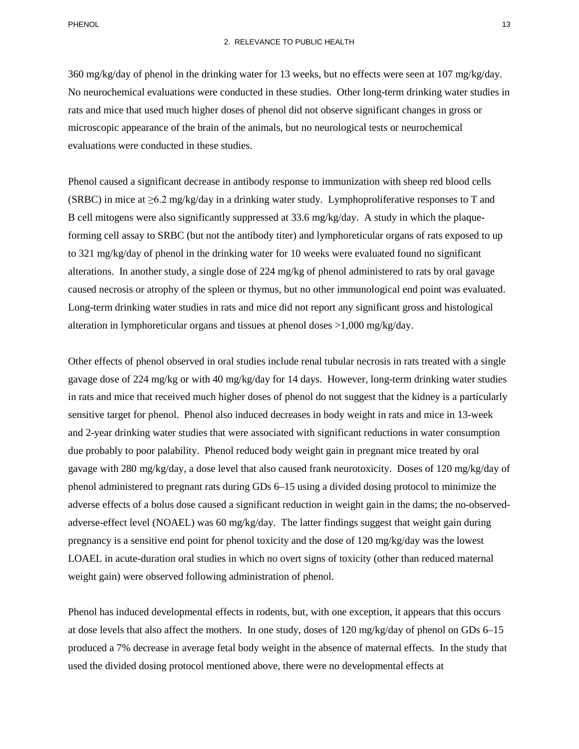360 mg/kg/day of phenol in the drinking water for 13 weeks, but no effects were seen at 107 mg/kg/day. No neurochemical evaluations were conducted in these studies. Other long-term drinking water studies in rats and mice that used much higher doses of phenol did not observe significant changes in gross or microscopic appearance of the brain of the animals, but no neurological tests or neurochemical evaluations were conducted in these studies.

Phenol caused a significant decrease in antibody response to immunization with sheep red blood cells (SRBC) in mice at ≥6.2 mg/kg/day in a drinking water study. Lymphoproliferative responses to T and B cell mitogens were also significantly suppressed at 33.6 mg/kg/day. A study in which the plaque-forming cell assay to SRBC (but not the antibody titer) and lymphoreticular organs of rats exposed to up to 321 mg/kg/day of phenol in the drinking water for 10 weeks were evaluated found no significant alterations. In another study, a single dose of 224 mg/kg of phenol administered to rats by oral gavage caused necrosis or atrophy of the spleen or thymus, but no other immunological end point was evaluated. Long-term drinking water studies in rats and mice did not report any significant gross and histological alteration in lymphoreticular organs and tissues at phenol doses >1,000 mg/kg/day.

Other effects of phenol observed in oral studies include renal tubular necrosis in rats treated with a single gavage dose of 224 mg/kg or with 40 mg/kg/day for 14 days. However, long-term drinking water studies in rats and mice that received much higher doses of phenol do not suggest that the kidney is a particularly sensitive target for phenol. Phenol also induced decreases in body weight in rats and mice in 13-week and 2-year drinking water studies that were associated with significant reductions in water consumption due probably to poor palability. Phenol reduced body weight gain in pregnant mice treated by oral gavage with 280 mg/kg/day, a dose level that also caused frank neurotoxicity. Doses of 120 mg/kg/day of phenol administered to pregnant rats during GDs 6–15 using a divided dosing protocol to minimize the adverse effects of a bolus dose caused a significant reduction in weight gain in the dams; the no-observed-adverse-effect level (NOAEL) was 60 mg/kg/day. The latter findings suggest that weight gain during pregnancy is a sensitive end point for phenol toxicity and the dose of 120 mg/kg/day was the lowest LOAEL in acute-duration oral studies in which no overt signs of toxicity (other than reduced maternal weight gain) were observed following administration of phenol.

Phenol has induced developmental effects in rodents, but, with one exception, it appears that this occurs at dose levels that also affect the mothers. In one study, doses of 120 mg/kg/day of phenol on GDs 6–15 produced a 7% decrease in average fetal body weight in the absence of maternal effects. In the study that used the divided dosing protocol mentioned above, there were no developmental effects at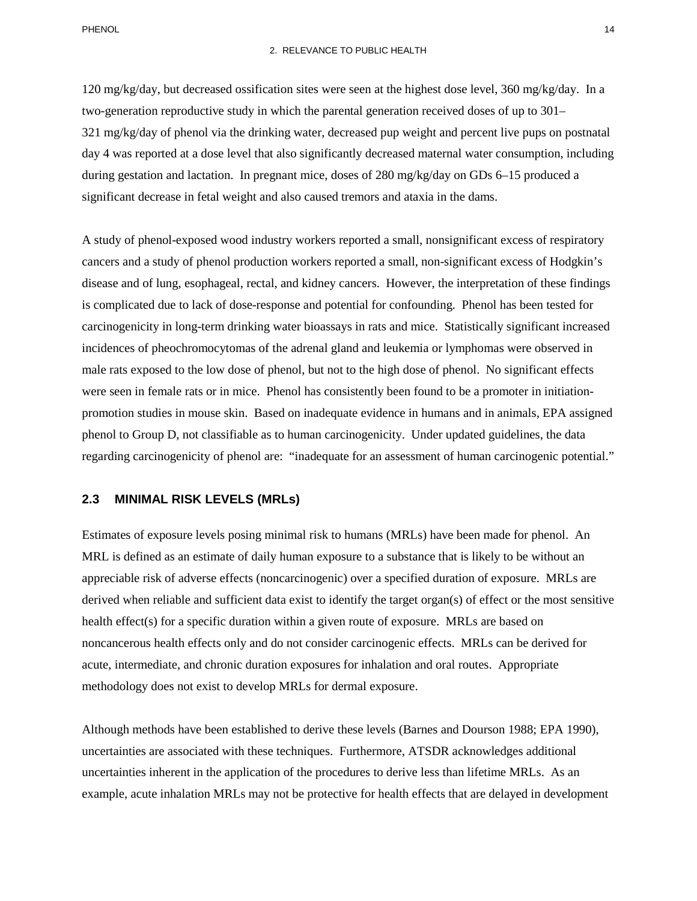120 mg/kg/day, but decreased ossification sites were seen at the highest dose level, 360 mg/kg/day. In a two-generation reproductive study in which the parental generation received doses of up to 301–321 mg/kg/day of phenol via the drinking water, decreased pup weight and percent live pups on postnatal day 4 was reported at a dose level that also significantly decreased maternal water consumption, including during gestation and lactation. In pregnant mice, doses of 280 mg/kg/day on GDs 6–15 produced a significant decrease in fetal weight and also caused tremors and ataxia in the dams.

A study of phenol-exposed wood industry workers reported a small, nonsignificant excess of respiratory cancers and a study of phenol production workers reported a small, non-significant excess of Hodgkin's disease and of lung, esophageal, rectal, and kidney cancers. However, the interpretation of these findings is complicated due to lack of dose-response and potential for confounding. Phenol has been tested for carcinogenicity in long-term drinking water bioassays in rats and mice. Statistically significant increased incidences of pheochromocytomas of the adrenal gland and leukemia or lymphomas were observed in male rats exposed to the low dose of phenol, but not to the high dose of phenol. No significant effects were seen in female rats or in mice. Phenol has consistently been found to be a promoter in initiation-promotion studies in mouse skin. Based on inadequate evidence in humans and in animals, EPA assigned phenol to Group D, not classifiable as to human carcinogenicity. Under updated guidelines, the data regarding carcinogenicity of phenol are: "inadequate for an assessment of human carcinogenic potential."

## 2.3 MINIMAL RISK LEVELS (MRLs)

Estimates of exposure levels posing minimal risk to humans (MRLs) have been made for phenol. An MRL is defined as an estimate of daily human exposure to a substance that is likely to be without an appreciable risk of adverse effects (noncarcinogenic) over a specified duration of exposure. MRLs are derived when reliable and sufficient data exist to identify the target organ(s) of effect or the most sensitive health effect(s) for a specific duration within a given route of exposure. MRLs are based on noncancerous health effects only and do not consider carcinogenic effects. MRLs can be derived for acute, intermediate, and chronic duration exposures for inhalation and oral routes. Appropriate methodology does not exist to develop MRLs for dermal exposure.

Although methods have been established to derive these levels (Barnes and Dourson 1988; EPA 1990), uncertainties are associated with these techniques. Furthermore, ATSDR acknowledges additional uncertainties inherent in the application of the procedures to derive less than lifetime MRLs. As an example, acute inhalation MRLs may not be protective for health effects that are delayed in development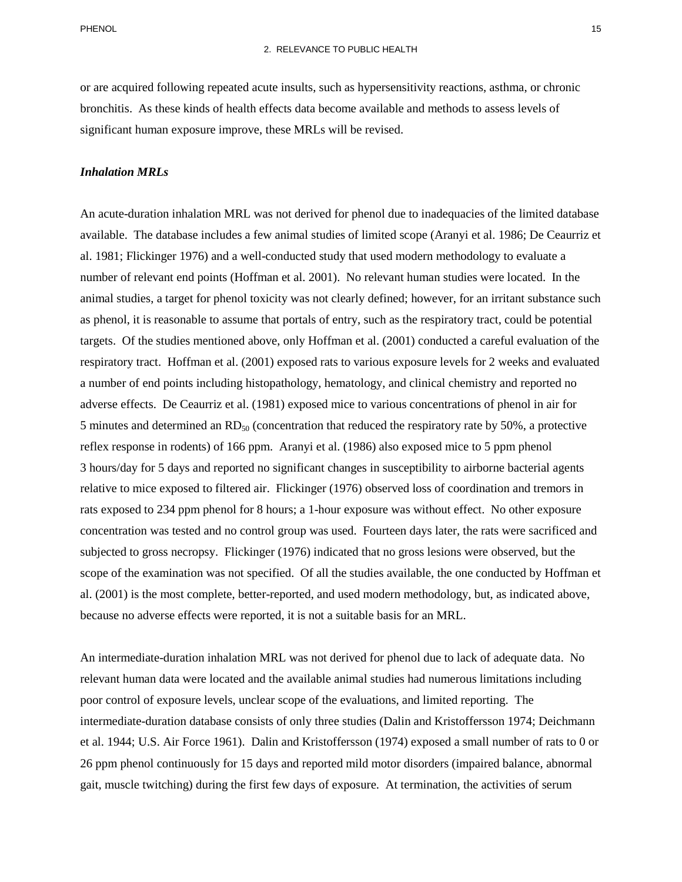or are acquired following repeated acute insults, such as hypersensitivity reactions, asthma, or chronic bronchitis. As these kinds of health effects data become available and methods to assess levels of significant human exposure improve, these MRLs will be revised.

***Inhalation MRLs***

An acute-duration inhalation MRL was not derived for phenol due to inadequacies of the limited database available. The database includes a few animal studies of limited scope (Aranyi et al. 1986; De Ceaurriz et al. 1981; Flickinger 1976) and a well-conducted study that used modern methodology to evaluate a number of relevant end points (Hoffman et al. 2001). No relevant human studies were located. In the animal studies, a target for phenol toxicity was not clearly defined; however, for an irritant substance such as phenol, it is reasonable to assume that portals of entry, such as the respiratory tract, could be potential targets. Of the studies mentioned above, only Hoffman et al. (2001) conducted a careful evaluation of the respiratory tract. Hoffman et al. (2001) exposed rats to various exposure levels for 2 weeks and evaluated a number of end points including histopathology, hematology, and clinical chemistry and reported no adverse effects. De Ceaurriz et al. (1981) exposed mice to various concentrations of phenol in air for 5 minutes and determined an $RD_{50}$ (concentration that reduced the respiratory rate by 50%, a protective reflex response in rodents) of 166 ppm. Aranyi et al. (1986) also exposed mice to 5 ppm phenol 3 hours/day for 5 days and reported no significant changes in susceptibility to airborne bacterial agents relative to mice exposed to filtered air. Flickinger (1976) observed loss of coordination and tremors in rats exposed to 234 ppm phenol for 8 hours; a 1-hour exposure was without effect. No other exposure concentration was tested and no control group was used. Fourteen days later, the rats were sacrificed and subjected to gross necropsy. Flickinger (1976) indicated that no gross lesions were observed, but the scope of the examination was not specified. Of all the studies available, the one conducted by Hoffman et al. (2001) is the most complete, better-reported, and used modern methodology, but, as indicated above, because no adverse effects were reported, it is not a suitable basis for an MRL.

An intermediate-duration inhalation MRL was not derived for phenol due to lack of adequate data. No relevant human data were located and the available animal studies had numerous limitations including poor control of exposure levels, unclear scope of the evaluations, and limited reporting. The intermediate-duration database consists of only three studies (Dalin and Kristoffersson 1974; Deichmann et al. 1944; U.S. Air Force 1961). Dalin and Kristoffersson (1974) exposed a small number of rats to 0 or 26 ppm phenol continuously for 15 days and reported mild motor disorders (impaired balance, abnormal gait, muscle twitching) during the first few days of exposure. At termination, the activities of serum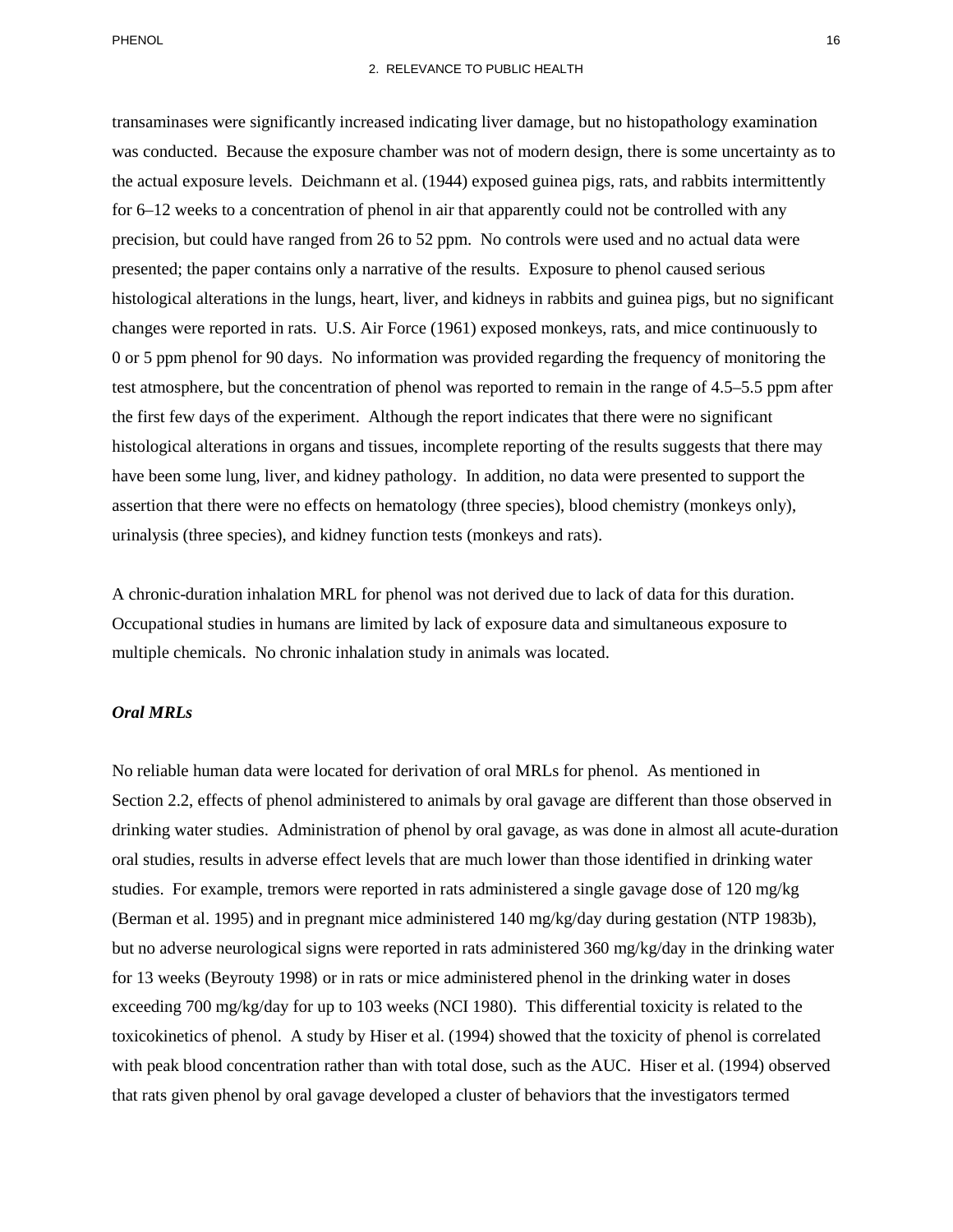transaminases were significantly increased indicating liver damage, but no histopathology examination was conducted. Because the exposure chamber was not of modern design, there is some uncertainty as to the actual exposure levels. Deichmann et al. (1944) exposed guinea pigs, rats, and rabbits intermittently for 6–12 weeks to a concentration of phenol in air that apparently could not be controlled with any precision, but could have ranged from 26 to 52 ppm. No controls were used and no actual data were presented; the paper contains only a narrative of the results. Exposure to phenol caused serious histological alterations in the lungs, heart, liver, and kidneys in rabbits and guinea pigs, but no significant changes were reported in rats. U.S. Air Force (1961) exposed monkeys, rats, and mice continuously to 0 or 5 ppm phenol for 90 days. No information was provided regarding the frequency of monitoring the test atmosphere, but the concentration of phenol was reported to remain in the range of 4.5–5.5 ppm after the first few days of the experiment. Although the report indicates that there were no significant histological alterations in organs and tissues, incomplete reporting of the results suggests that there may have been some lung, liver, and kidney pathology. In addition, no data were presented to support the assertion that there were no effects on hematology (three species), blood chemistry (monkeys only), urinalysis (three species), and kidney function tests (monkeys and rats).

A chronic-duration inhalation MRL for phenol was not derived due to lack of data for this duration. Occupational studies in humans are limited by lack of exposure data and simultaneous exposure to multiple chemicals. No chronic inhalation study in animals was located.

***Oral MRLs***

No reliable human data were located for derivation of oral MRLs for phenol. As mentioned in Section 2.2, effects of phenol administered to animals by oral gavage are different than those observed in drinking water studies. Administration of phenol by oral gavage, as was done in almost all acute-duration oral studies, results in adverse effect levels that are much lower than those identified in drinking water studies. For example, tremors were reported in rats administered a single gavage dose of 120 mg/kg (Berman et al. 1995) and in pregnant mice administered 140 mg/kg/day during gestation (NTP 1983b), but no adverse neurological signs were reported in rats administered 360 mg/kg/day in the drinking water for 13 weeks (Beyrouty 1998) or in rats or mice administered phenol in the drinking water in doses exceeding 700 mg/kg/day for up to 103 weeks (NCI 1980). This differential toxicity is related to the toxicokinetics of phenol. A study by Hiser et al. (1994) showed that the toxicity of phenol is correlated with peak blood concentration rather than with total dose, such as the AUC. Hiser et al. (1994) observed that rats given phenol by oral gavage developed a cluster of behaviors that the investigators termed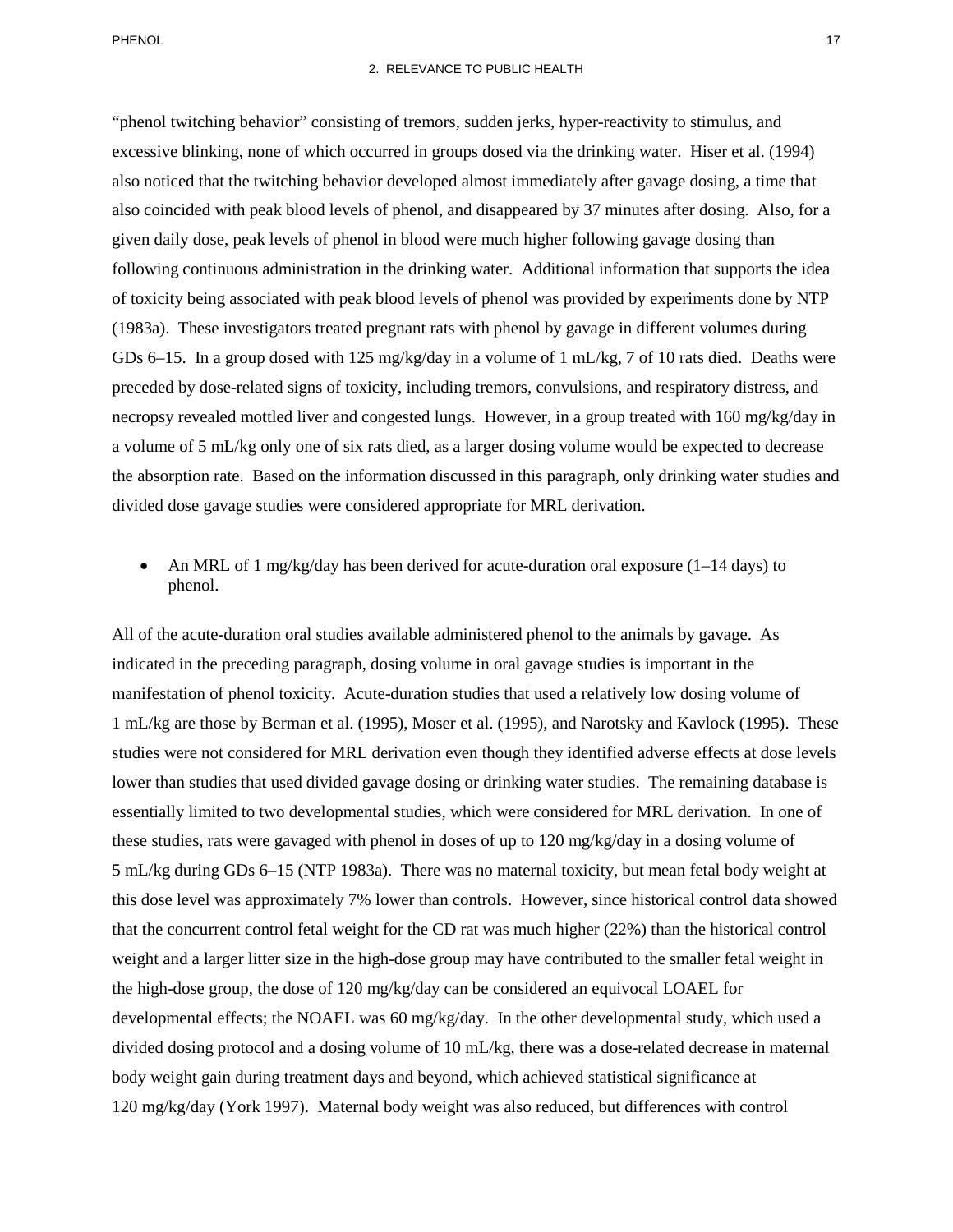"phenol twitching behavior" consisting of tremors, sudden jerks, hyper-reactivity to stimulus, and excessive blinking, none of which occurred in groups dosed via the drinking water. Hiser et al. (1994) also noticed that the twitching behavior developed almost immediately after gavage dosing, a time that also coincided with peak blood levels of phenol, and disappeared by 37 minutes after dosing. Also, for a given daily dose, peak levels of phenol in blood were much higher following gavage dosing than following continuous administration in the drinking water. Additional information that supports the idea of toxicity being associated with peak blood levels of phenol was provided by experiments done by NTP (1983a). These investigators treated pregnant rats with phenol by gavage in different volumes during GDs 6–15. In a group dosed with 125 mg/kg/day in a volume of 1 mL/kg, 7 of 10 rats died. Deaths were preceded by dose-related signs of toxicity, including tremors, convulsions, and respiratory distress, and necropsy revealed mottled liver and congested lungs. However, in a group treated with 160 mg/kg/day in a volume of 5 mL/kg only one of six rats died, as a larger dosing volume would be expected to decrease the absorption rate. Based on the information discussed in this paragraph, only drinking water studies and divided dose gavage studies were considered appropriate for MRL derivation.

- An MRL of 1 mg/kg/day has been derived for acute-duration oral exposure (1–14 days) to phenol.

All of the acute-duration oral studies available administered phenol to the animals by gavage. As indicated in the preceding paragraph, dosing volume in oral gavage studies is important in the manifestation of phenol toxicity. Acute-duration studies that used a relatively low dosing volume of 1 mL/kg are those by Berman et al. (1995), Moser et al. (1995), and Narotsky and Kavlock (1995). These studies were not considered for MRL derivation even though they identified adverse effects at dose levels lower than studies that used divided gavage dosing or drinking water studies. The remaining database is essentially limited to two developmental studies, which were considered for MRL derivation. In one of these studies, rats were gavaged with phenol in doses of up to 120 mg/kg/day in a dosing volume of 5 mL/kg during GDs 6–15 (NTP 1983a). There was no maternal toxicity, but mean fetal body weight at this dose level was approximately 7% lower than controls. However, since historical control data showed that the concurrent control fetal weight for the CD rat was much higher (22%) than the historical control weight and a larger litter size in the high-dose group may have contributed to the smaller fetal weight in the high-dose group, the dose of 120 mg/kg/day can be considered an equivocal LOAEL for developmental effects; the NOAEL was 60 mg/kg/day. In the other developmental study, which used a divided dosing protocol and a dosing volume of 10 mL/kg, there was a dose-related decrease in maternal body weight gain during treatment days and beyond, which achieved statistical significance at 120 mg/kg/day (York 1997). Maternal body weight was also reduced, but differences with control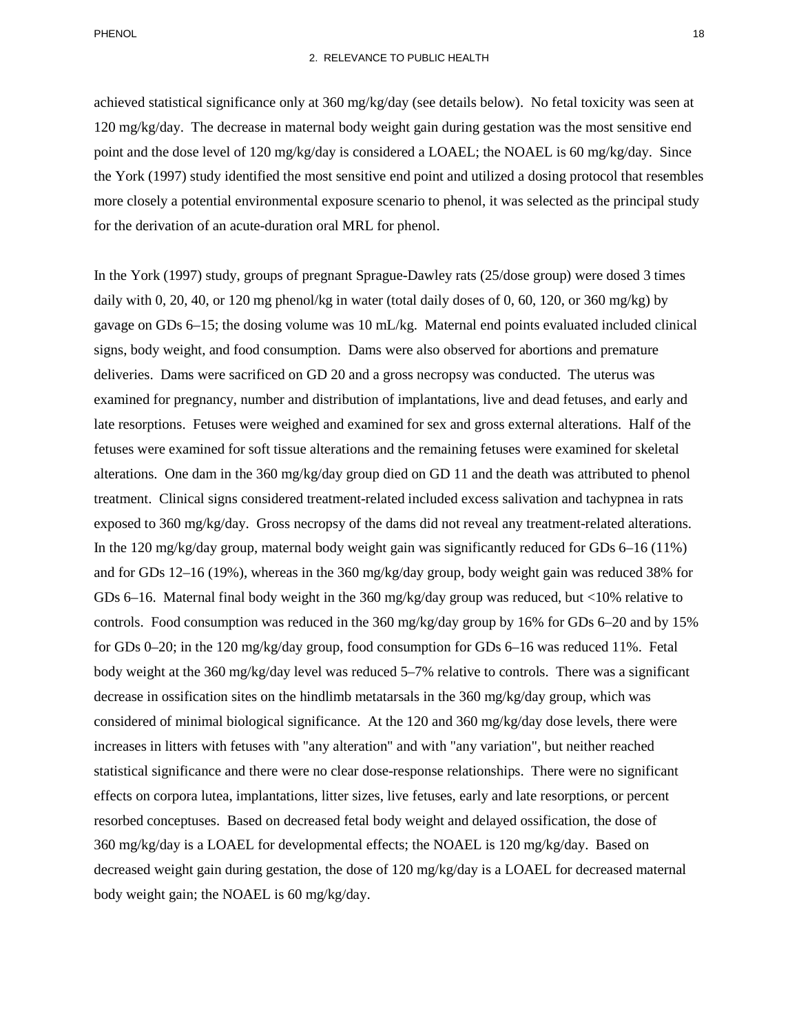achieved statistical significance only at 360 mg/kg/day (see details below). No fetal toxicity was seen at 120 mg/kg/day. The decrease in maternal body weight gain during gestation was the most sensitive end point and the dose level of 120 mg/kg/day is considered a LOAEL; the NOAEL is 60 mg/kg/day. Since the York (1997) study identified the most sensitive end point and utilized a dosing protocol that resembles more closely a potential environmental exposure scenario to phenol, it was selected as the principal study for the derivation of an acute-duration oral MRL for phenol.

In the York (1997) study, groups of pregnant Sprague-Dawley rats (25/dose group) were dosed 3 times daily with 0, 20, 40, or 120 mg phenol/kg in water (total daily doses of 0, 60, 120, or 360 mg/kg) by gavage on GDs 6–15; the dosing volume was 10 mL/kg. Maternal end points evaluated included clinical signs, body weight, and food consumption. Dams were also observed for abortions and premature deliveries. Dams were sacrificed on GD 20 and a gross necropsy was conducted. The uterus was examined for pregnancy, number and distribution of implantations, live and dead fetuses, and early and late resorptions. Fetuses were weighed and examined for sex and gross external alterations. Half of the fetuses were examined for soft tissue alterations and the remaining fetuses were examined for skeletal alterations. One dam in the 360 mg/kg/day group died on GD 11 and the death was attributed to phenol treatment. Clinical signs considered treatment-related included excess salivation and tachypnea in rats exposed to 360 mg/kg/day. Gross necropsy of the dams did not reveal any treatment-related alterations. In the 120 mg/kg/day group, maternal body weight gain was significantly reduced for GDs 6–16 (11%) and for GDs 12–16 (19%), whereas in the 360 mg/kg/day group, body weight gain was reduced 38% for GDs 6–16. Maternal final body weight in the 360 mg/kg/day group was reduced, but <10% relative to controls. Food consumption was reduced in the 360 mg/kg/day group by 16% for GDs 6–20 and by 15% for GDs 0–20; in the 120 mg/kg/day group, food consumption for GDs 6–16 was reduced 11%. Fetal body weight at the 360 mg/kg/day level was reduced 5–7% relative to controls. There was a significant decrease in ossification sites on the hindlimb metatarsals in the 360 mg/kg/day group, which was considered of minimal biological significance. At the 120 and 360 mg/kg/day dose levels, there were increases in litters with fetuses with "any alteration" and with "any variation", but neither reached statistical significance and there were no clear dose-response relationships. There were no significant effects on corpora lutea, implantations, litter sizes, live fetuses, early and late resorptions, or percent resorbed conceptuses. Based on decreased fetal body weight and delayed ossification, the dose of 360 mg/kg/day is a LOAEL for developmental effects; the NOAEL is 120 mg/kg/day. Based on decreased weight gain during gestation, the dose of 120 mg/kg/day is a LOAEL for decreased maternal body weight gain; the NOAEL is 60 mg/kg/day.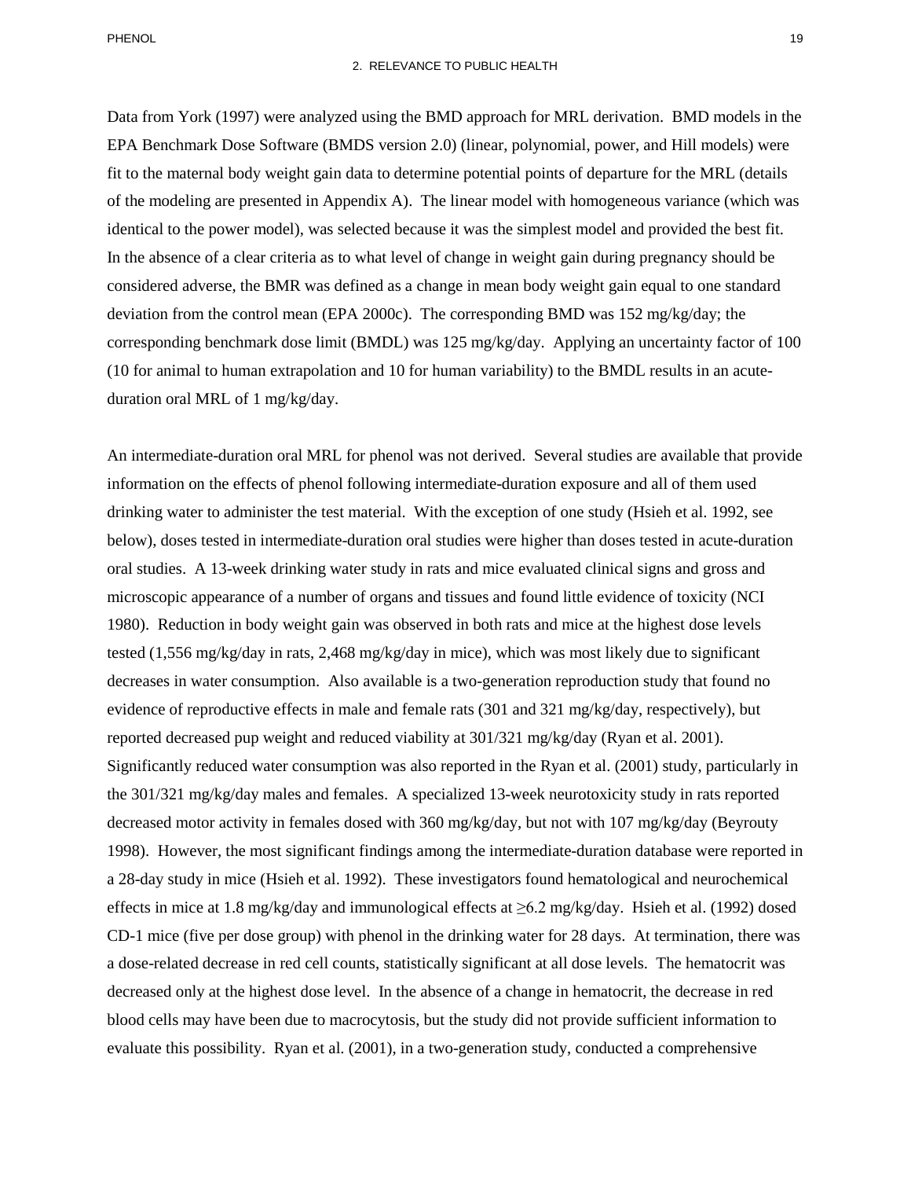Data from York (1997) were analyzed using the BMD approach for MRL derivation. BMD models in the EPA Benchmark Dose Software (BMDS version 2.0) (linear, polynomial, power, and Hill models) were fit to the maternal body weight gain data to determine potential points of departure for the MRL (details of the modeling are presented in Appendix A). The linear model with homogeneous variance (which was identical to the power model), was selected because it was the simplest model and provided the best fit. In the absence of a clear criteria as to what level of change in weight gain during pregnancy should be considered adverse, the BMR was defined as a change in mean body weight gain equal to one standard deviation from the control mean (EPA 2000c). The corresponding BMD was 152 mg/kg/day; the corresponding benchmark dose limit (BMDL) was 125 mg/kg/day. Applying an uncertainty factor of 100 (10 for animal to human extrapolation and 10 for human variability) to the BMDL results in an acute-duration oral MRL of 1 mg/kg/day.

An intermediate-duration oral MRL for phenol was not derived. Several studies are available that provide information on the effects of phenol following intermediate-duration exposure and all of them used drinking water to administer the test material. With the exception of one study (Hsieh et al. 1992, see below), doses tested in intermediate-duration oral studies were higher than doses tested in acute-duration oral studies. A 13-week drinking water study in rats and mice evaluated clinical signs and gross and microscopic appearance of a number of organs and tissues and found little evidence of toxicity (NCI 1980). Reduction in body weight gain was observed in both rats and mice at the highest dose levels tested (1,556 mg/kg/day in rats, 2,468 mg/kg/day in mice), which was most likely due to significant decreases in water consumption. Also available is a two-generation reproduction study that found no evidence of reproductive effects in male and female rats (301 and 321 mg/kg/day, respectively), but reported decreased pup weight and reduced viability at 301/321 mg/kg/day (Ryan et al. 2001). Significantly reduced water consumption was also reported in the Ryan et al. (2001) study, particularly in the 301/321 mg/kg/day males and females. A specialized 13-week neurotoxicity study in rats reported decreased motor activity in females dosed with 360 mg/kg/day, but not with 107 mg/kg/day (Beyrouty 1998). However, the most significant findings among the intermediate-duration database were reported in a 28-day study in mice (Hsieh et al. 1992). These investigators found hematological and neurochemical effects in mice at 1.8 mg/kg/day and immunological effects at ≥6.2 mg/kg/day. Hsieh et al. (1992) dosed CD-1 mice (five per dose group) with phenol in the drinking water for 28 days. At termination, there was a dose-related decrease in red cell counts, statistically significant at all dose levels. The hematocrit was decreased only at the highest dose level. In the absence of a change in hematocrit, the decrease in red blood cells may have been due to macrocytosis, but the study did not provide sufficient information to evaluate this possibility. Ryan et al. (2001), in a two-generation study, conducted a comprehensive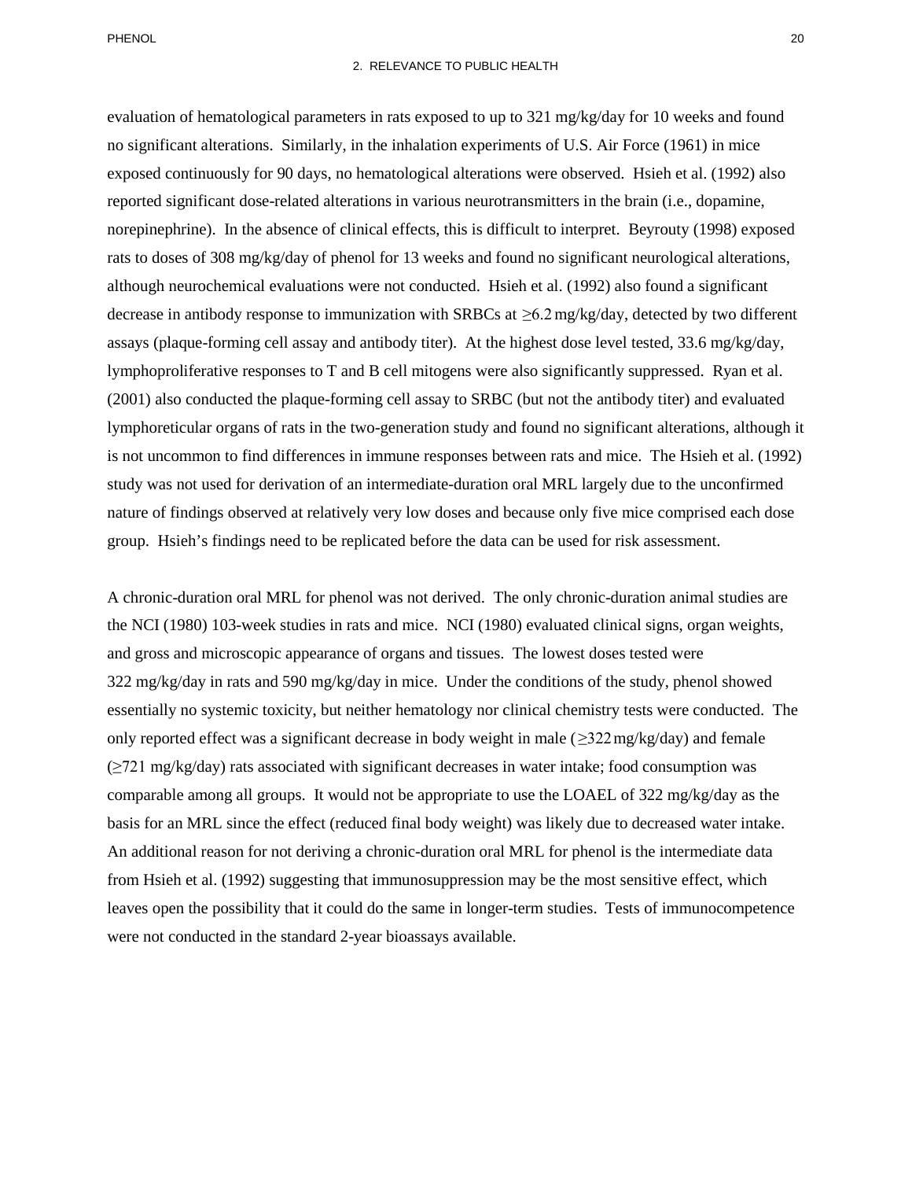evaluation of hematological parameters in rats exposed to up to 321 mg/kg/day for 10 weeks and found no significant alterations. Similarly, in the inhalation experiments of U.S. Air Force (1961) in mice exposed continuously for 90 days, no hematological alterations were observed. Hsieh et al. (1992) also reported significant dose-related alterations in various neurotransmitters in the brain (i.e., dopamine, norepinephrine). In the absence of clinical effects, this is difficult to interpret. Beyrouty (1998) exposed rats to doses of 308 mg/kg/day of phenol for 13 weeks and found no significant neurological alterations, although neurochemical evaluations were not conducted. Hsieh et al. (1992) also found a significant decrease in antibody response to immunization with SRBCs at ≥6.2 mg/kg/day, detected by two different assays (plaque-forming cell assay and antibody titer). At the highest dose level tested, 33.6 mg/kg/day, lymphoproliferative responses to T and B cell mitogens were also significantly suppressed. Ryan et al. (2001) also conducted the plaque-forming cell assay to SRBC (but not the antibody titer) and evaluated lymphoreticular organs of rats in the two-generation study and found no significant alterations, although it is not uncommon to find differences in immune responses between rats and mice. The Hsieh et al. (1992) study was not used for derivation of an intermediate-duration oral MRL largely due to the unconfirmed nature of findings observed at relatively very low doses and because only five mice comprised each dose group. Hsieh's findings need to be replicated before the data can be used for risk assessment.

A chronic-duration oral MRL for phenol was not derived. The only chronic-duration animal studies are the NCI (1980) 103-week studies in rats and mice. NCI (1980) evaluated clinical signs, organ weights, and gross and microscopic appearance of organs and tissues. The lowest doses tested were 322 mg/kg/day in rats and 590 mg/kg/day in mice. Under the conditions of the study, phenol showed essentially no systemic toxicity, but neither hematology nor clinical chemistry tests were conducted. The only reported effect was a significant decrease in body weight in male (≥322 mg/kg/day) and female (≥721 mg/kg/day) rats associated with significant decreases in water intake; food consumption was comparable among all groups. It would not be appropriate to use the LOAEL of 322 mg/kg/day as the basis for an MRL since the effect (reduced final body weight) was likely due to decreased water intake. An additional reason for not deriving a chronic-duration oral MRL for phenol is the intermediate data from Hsieh et al. (1992) suggesting that immunosuppression may be the most sensitive effect, which leaves open the possibility that it could do the same in longer-term studies. Tests of immunocompetence were not conducted in the standard 2-year bioassays available.